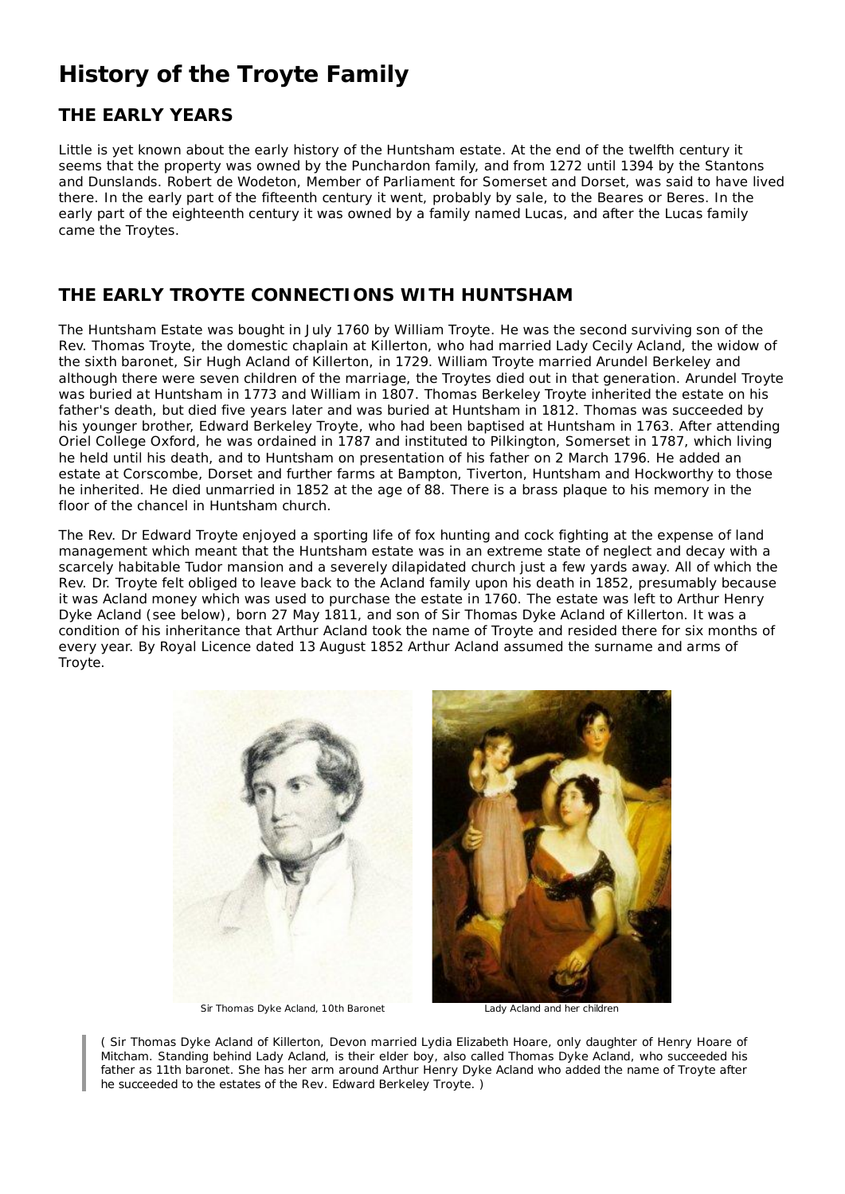# History of the Troyte Family

## THE EARLY YEARS

Little is yet known about the early history of the Huntsham estate. At the end of the twelfth century it seems that the property was owned by the Punchardon family, and from 1272 until 1394 by the Stantons and Dunslands. Robert de Wodeton, Member of Parliament for Somerset and Dorset, was said to have lived there. In the early part of the fifteenth century it went, probably by sale, to the Beares or Beres. In the early part of the eighteenth century it was owned by a family named Lucas, and after the Lucas family came the Troytes.

## THE EARLY TROYTE CONNECTIONS WITH HUNTSHAM

The Huntsham Estate was bought in July 1760 by William Troyte. He was the second surviving son of the Rev. Thomas Troyte, the domestic chaplain at Killerton, who had married Lady Cecily Acland, the widow of the sixth baronet, Sir Hugh Acland of Killerton, in 1729. William Troyte married Arundel Berkeley and although there were seven children of the marriage, the Troytes died out in that generation. Arundel Troyte was buried at Huntsham in 1773 and William in 1807. Thomas Berkeley Troyte inherited the estate on his father's death, but died five years later and was buried at Huntsham in 1812. Thomas was succeeded by his younger brother, Edward Berkeley Troyte, who had been baptised at Huntsham in 1763. After attending Oriel College Oxford, he was ordained in 1787 and instituted to Pilkington, Somerset in 1787, which living he held until his death, and to Huntsham on presentation of his father on 2 March 1796. He added an estate at Corscombe, Dorset and further farms at Bampton, Tiverton, Huntsham and Hockworthy to those he inherited. He died unmarried in 1852 at the age of 88. There is a brass plaque to his memory in the floor of the chancel in Huntsham church.

The Rev. Dr Edward Troyte enjoyed a sporting life of fox hunting and cock fighting at the expense of land management which meant that the Huntsham estate was in an extreme state of neglect and decay with a scarcely habitable Tudor mansion and a severely dilapidated church just a few yards away. All of which the Rev. Dr. Troyte felt obliged to leave back to the Acland family upon his death in 1852, presumably because it was Acland money which was used to purchase the estate in 1760. The estate was left to Arthur Henry Dyke Acland (see below), born 27 May 1811, and son of Sir Thomas Dyke Acland of Killerton. It was a condition of his inheritance that Arthur Acland took the name of Troyte and resided there for six months of every year. By Royal Licence dated 13 August 1852 Arthur Acland assumed the surname and arms of Troyte.

Sir Thomas Dyke Acland, 10th Baronet

Lady Acland and her children

> ( Sir Thomas Dyke Acland of Killerton, Devon married Lydia Elizabeth Hoare, only daughter of Henry Hoare of Mitcham. Standing behind Lady Acland, is their elder boy, also called Thomas Dyke Acland, who succeeded his father as 11th baronet. She has her arm around Arthur Henry Dyke Acland who added the name of Troyte after he succeeded to the estates of the Rev. Edward Berkeley Troyte. )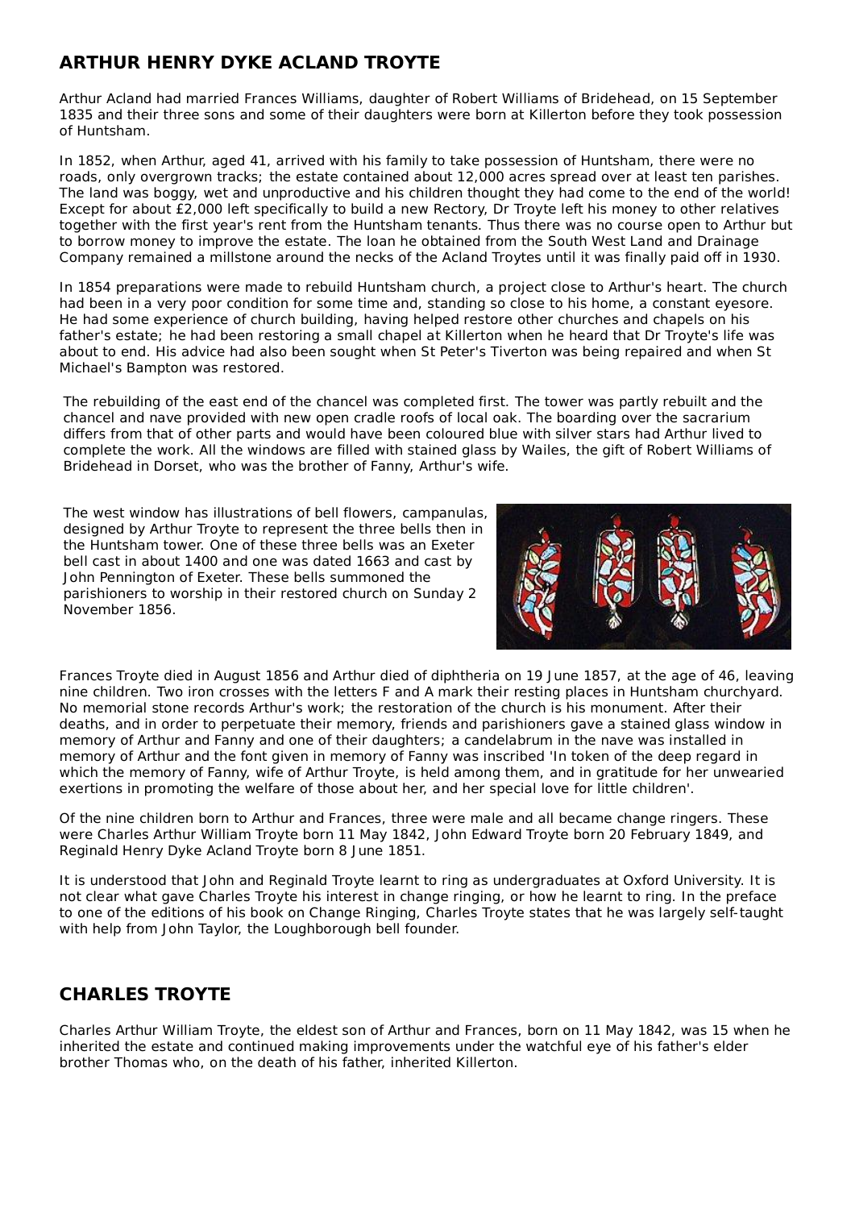## ARTHUR HENRY DYKE ACLAND TROYTE

Arthur Acland had married Frances Williams, daughter of Robert Williams of Bridehead, on 15 September 1835 and their three sons and some of their daughters were born at Killerton before they took possession of Huntsham.

In 1852, when Arthur, aged 41, arrived with his family to take possession of Huntsham, there were no roads, only overgrown tracks; the estate contained about 12,000 acres spread over at least ten parishes. The land was boggy, wet and unproductive and his children thought they had come to the end of the world! Except for about £2,000 left specifically to build a new Rectory, Dr Troyte left his money to other relatives together with the first year's rent from the Huntsham tenants. Thus there was no course open to Arthur but to borrow money to improve the estate. The loan he obtained from the South West Land and Drainage Company remained a millstone around the necks of the Acland Troytes until it was finally paid off in 1930.

In 1854 preparations were made to rebuild Huntsham church, a project close to Arthur's heart. The church had been in a very poor condition for some time and, standing so close to his home, a constant eyesore. He had some experience of church building, having helped restore other churches and chapels on his father's estate; he had been restoring a small chapel at Killerton when he heard that Dr Troyte's life was about to end. His advice had also been sought when St Peter's Tiverton was being repaired and when St Michael's Bampton was restored.

The rebuilding of the east end of the chancel was completed first. The tower was partly rebuilt and the chancel and nave provided with new open cradle roofs of local oak. The boarding over the sacrarium differs from that of other parts and would have been coloured blue with silver stars had Arthur lived to complete the work. All the windows are filled with stained glass by Wailes, the gift of Robert Williams of Bridehead in Dorset, who was the brother of Fanny, Arthur's wife.

The west window has illustrations of bell flowers, campanulas, designed by Arthur Troyte to represent the three bells then in the Huntsham tower. One of these three bells was an Exeter bell cast in about 1400 and one was dated 1663 and cast by John Pennington of Exeter. These bells summoned the parishioners to worship in their restored church on Sunday 2 November 1856.

Frances Troyte died in August 1856 and Arthur died of diphtheria on 19 June 1857, at the age of 46, leaving nine children. Two iron crosses with the letters F and A mark their resting places in Huntsham churchyard. No memorial stone records Arthur's work; the restoration of the church is his monument. After their deaths, and in order to perpetuate their memory, friends and parishioners gave a stained glass window in memory of Arthur and Fanny and one of their daughters; a candelabrum in the nave was installed in memory of Arthur and the font given in memory of Fanny was inscribed 'In token of the deep regard in which the memory of Fanny, wife of Arthur Troyte, is held among them, and in gratitude for her unwearied exertions in promoting the welfare of those about her, and her special love for little children'.

Of the nine children born to Arthur and Frances, three were male and all became change ringers. These were Charles Arthur William Troyte born 11 May 1842, John Edward Troyte born 20 February 1849, and Reginald Henry Dyke Acland Troyte born 8 June 1851.

It is understood that John and Reginald Troyte learnt to ring as undergraduates at Oxford University. It is not clear what gave Charles Troyte his interest in change ringing, or how he learnt to ring. In the preface to one of the editions of his book on Change Ringing, Charles Troyte states that he was largely self-taught with help from John Taylor, the Loughborough bell founder.

## CHARLES TROYTE

Charles Arthur William Troyte, the eldest son of Arthur and Frances, born on 11 May 1842, was 15 when he inherited the estate and continued making improvements under the watchful eye of his father's elder brother Thomas who, on the death of his father, inherited Killerton.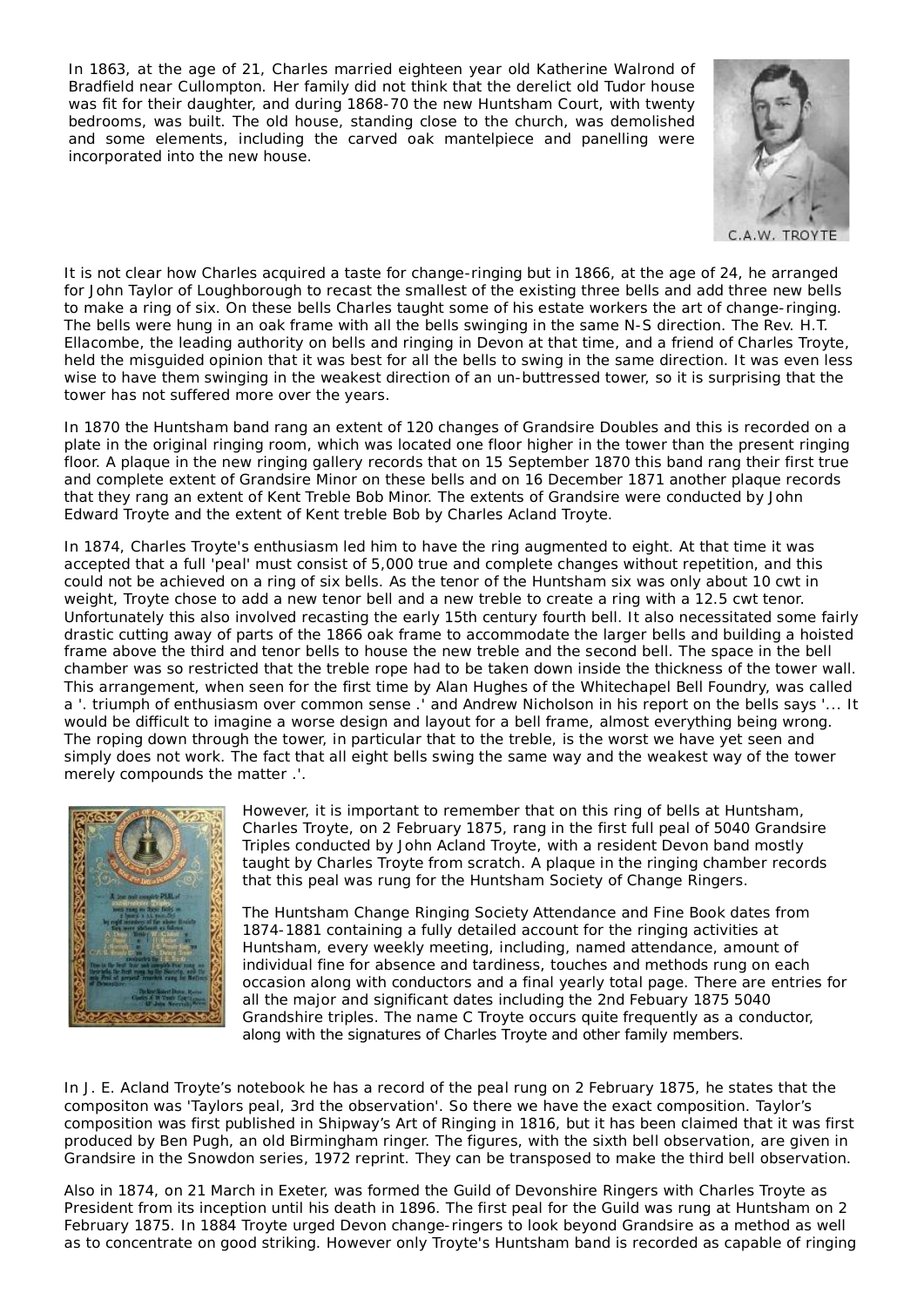In 1863, at the age of 21, Charles married eighteen year old Katherine Walrond of Bradfield near Cullompton. Her family did not think that the derelict old Tudor house was fit for their daughter, and during 1868-70 the new Huntsham Court, with twenty bedrooms, was built. The old house, standing close to the church, was demolished and some elements, including the carved oak mantelpiece and panelling were incorporated into the new house.

C.A.W. TROYTE

It is not clear how Charles acquired a taste for change-ringing but in 1866, at the age of 24, he arranged for John Taylor of Loughborough to recast the smallest of the existing three bells and add three new bells to make a ring of six. On these bells Charles taught some of his estate workers the art of change-ringing. The bells were hung in an oak frame with all the bells swinging in the same N-S direction. The Rev. H.T. Ellacombe, the leading authority on bells and ringing in Devon at that time, and a friend of Charles Troyte, held the misguided opinion that it was best for all the bells to swing in the same direction. It was even less wise to have them swinging in the weakest direction of an un-buttressed tower, so it is surprising that the tower has not suffered more over the years.

In 1870 the Huntsham band rang an extent of 120 changes of Grandsire Doubles and this is recorded on a plate in the original ringing room, which was located one floor higher in the tower than the present ringing floor. A plaque in the new ringing gallery records that on 15 September 1870 this band rang their first true and complete extent of Grandsire Minor on these bells and on 16 December 1871 another plaque records that they rang an extent of Kent Treble Bob Minor. The extents of Grandsire were conducted by John Edward Troyte and the extent of Kent treble Bob by Charles Acland Troyte.

In 1874, Charles Troyte's enthusiasm led him to have the ring augmented to eight. At that time it was accepted that a full 'peal' must consist of 5,000 true and complete changes without repetition, and this could not be achieved on a ring of six bells. As the tenor of the Huntsham six was only about 10 cwt in weight, Troyte chose to add a new tenor bell and a new treble to create a ring with a 12.5 cwt tenor. Unfortunately this also involved recasting the early 15th century fourth bell. It also necessitated some fairly drastic cutting away of parts of the 1866 oak frame to accommodate the larger bells and building a hoisted frame above the third and tenor bells to house the new treble and the second bell. The space in the bell chamber was so restricted that the treble rope had to be taken down inside the thickness of the tower wall. This arrangement, when seen for the first time by Alan Hughes of the Whitechapel Bell Foundry, was called a '. triumph of enthusiasm over common sense .' and Andrew Nicholson in his report on the bells says '... It would be difficult to imagine a worse design and layout for a bell frame, almost everything being wrong. The roping down through the tower, in particular that to the treble, is the worst we have yet seen and simply does not work. The fact that all eight bells swing the same way and the weakest way of the tower merely compounds the matter .'.

However, it is important to remember that on this ring of bells at Huntsham, Charles Troyte, on 2 February 1875, rang in the first full peal of 5040 Grandsire Triples conducted by John Acland Troyte, with a resident Devon band mostly taught by Charles Troyte from scratch. A plaque in the ringing chamber records that this peal was rung for the Huntsham Society of Change Ringers.

The Huntsham Change Ringing Society Attendance and Fine Book dates from 1874-1881 containing a fully detailed account for the ringing activities at Huntsham, every weekly meeting, including, named attendance, amount of individual fine for absence and tardiness, touches and methods rung on each occasion along with conductors and a final yearly total page. There are entries for all the major and significant dates including the 2nd Febuary 1875 5040 Grandshire triples. The name C Troyte occurs quite frequently as a conductor, along with the signatures of Charles Troyte and other family members.

In J. E. Acland Troyte's notebook he has a record of the peal rung on 2 February 1875, he states that the compositon was 'Taylors peal, 3rd the observation'. So there we have the exact composition. Taylor's composition was first published in Shipway's Art of Ringing in 1816, but it has been claimed that it was first produced by Ben Pugh, an old Birmingham ringer. The figures, with the sixth bell observation, are given in Grandsire in the Snowdon series, 1972 reprint. They can be transposed to make the third bell observation.

Also in 1874, on 21 March in Exeter, was formed the Guild of Devonshire Ringers with Charles Troyte as President from its inception until his death in 1896. The first peal for the Guild was rung at Huntsham on 2 February 1875. In 1884 Troyte urged Devon change-ringers to look beyond Grandsire as a method as well as to concentrate on good striking. However only Troyte's Huntsham band is recorded as capable of ringing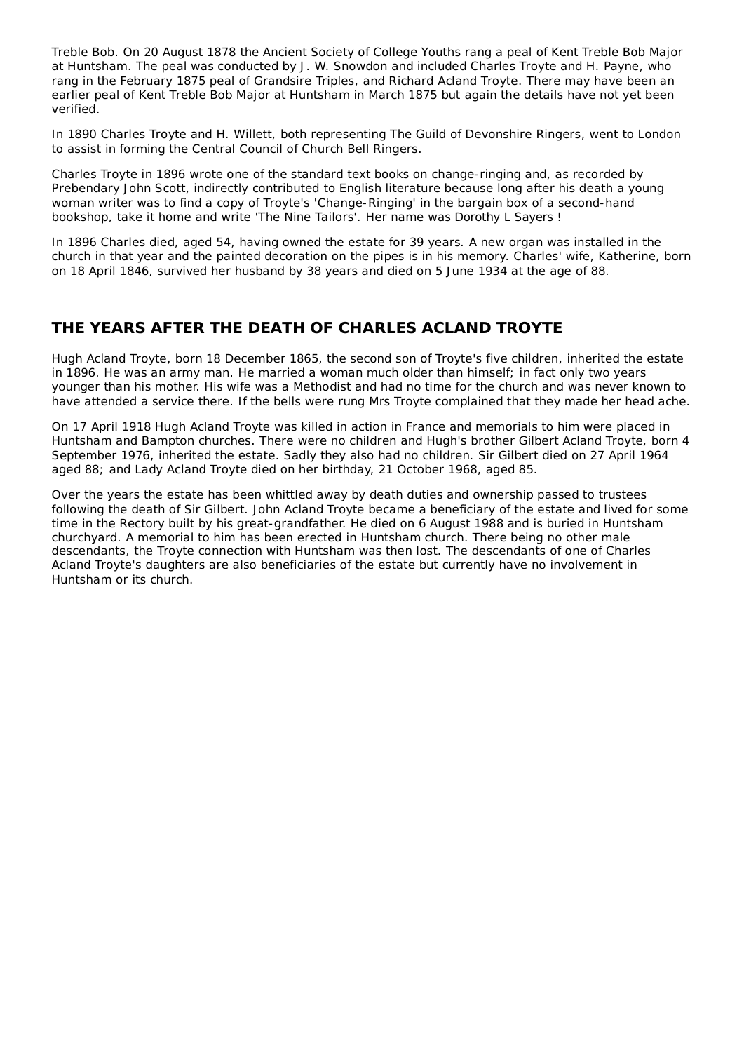Treble Bob. On 20 August 1878 the Ancient Society of College Youths rang a peal of Kent Treble Bob Major at Huntsham. The peal was conducted by J. W. Snowdon and included Charles Troyte and H. Payne, who rang in the February 1875 peal of Grandsire Triples, and Richard Acland Troyte. There may have been an earlier peal of Kent Treble Bob Major at Huntsham in March 1875 but again the details have not yet been verified.

In 1890 Charles Troyte and H. Willett, both representing The Guild of Devonshire Ringers, went to London to assist in forming the Central Council of Church Bell Ringers.

Charles Troyte in 1896 wrote one of the standard text books on change-ringing and, as recorded by Prebendary John Scott, indirectly contributed to English literature because long after his death a young woman writer was to find a copy of Troyte's 'Change-Ringing' in the bargain box of a second-hand bookshop, take it home and write 'The Nine Tailors'. Her name was Dorothy L Sayers !

In 1896 Charles died, aged 54, having owned the estate for 39 years. A new organ was installed in the church in that year and the painted decoration on the pipes is in his memory. Charles' wife, Katherine, born on 18 April 1846, survived her husband by 38 years and died on 5 June 1934 at the age of 88.

## THE YEARS AFTER THE DEATH OF CHARLES ACLAND TROYTE

Hugh Acland Troyte, born 18 December 1865, the second son of Troyte's five children, inherited the estate in 1896. He was an army man. He married a woman much older than himself; in fact only two years younger than his mother. His wife was a Methodist and had no time for the church and was never known to have attended a service there. If the bells were rung Mrs Troyte complained that they made her head ache.

On 17 April 1918 Hugh Acland Troyte was killed in action in France and memorials to him were placed in Huntsham and Bampton churches. There were no children and Hugh's brother Gilbert Acland Troyte, born 4 September 1976, inherited the estate. Sadly they also had no children. Sir Gilbert died on 27 April 1964 aged 88; and Lady Acland Troyte died on her birthday, 21 October 1968, aged 85.

Over the years the estate has been whittled away by death duties and ownership passed to trustees following the death of Sir Gilbert. John Acland Troyte became a beneficiary of the estate and lived for some time in the Rectory built by his great-grandfather. He died on 6 August 1988 and is buried in Huntsham churchyard. A memorial to him has been erected in Huntsham church. There being no other male descendants, the Troyte connection with Huntsham was then lost. The descendants of one of Charles Acland Troyte's daughters are also beneficiaries of the estate but currently have no involvement in Huntsham or its church.